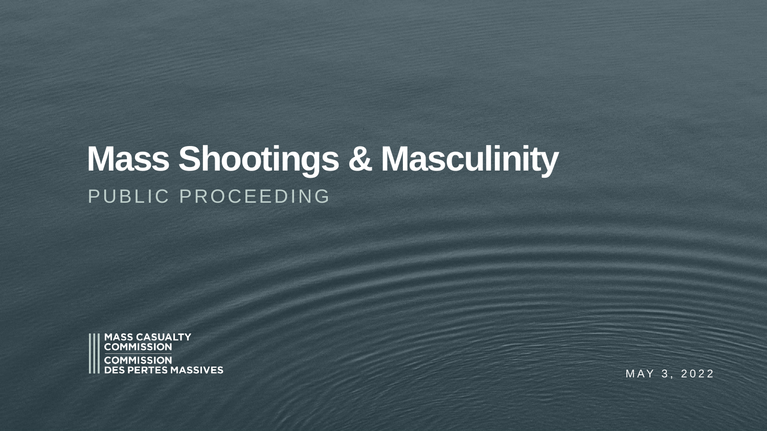# Mass Shootings & Masculinity

PUBLIC PROCEEDING

MASS CASUALTY COMMISSION

COMMISSION DES PERTES MASSIVES

MAY 3, 2022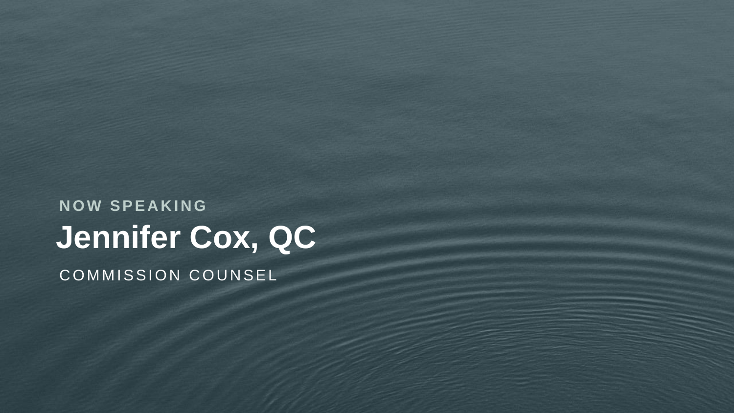NOW SPEAKING

# Jennifer Cox, QC

COMMISSION COUNSEL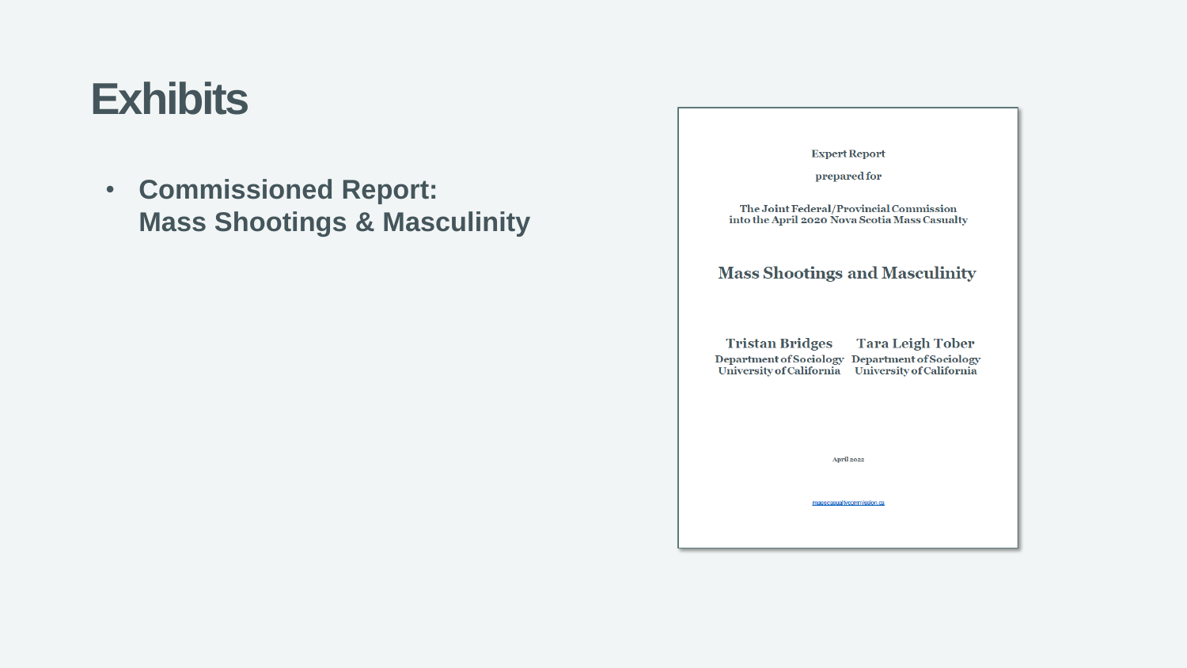# Exhibits

- **Commissioned Report: Mass Shootings & Masculinity**

Expert Report

prepared for

The Joint Federal/Provincial Commission into the April 2020 Nova Scotia Mass Casualty

## Mass Shootings and Masculinity

**Tristan Bridges**
Department of Sociology
University of California

**Tara Leigh Tober**
Department of Sociology
University of California

April 2022

masscasualtycommission.ca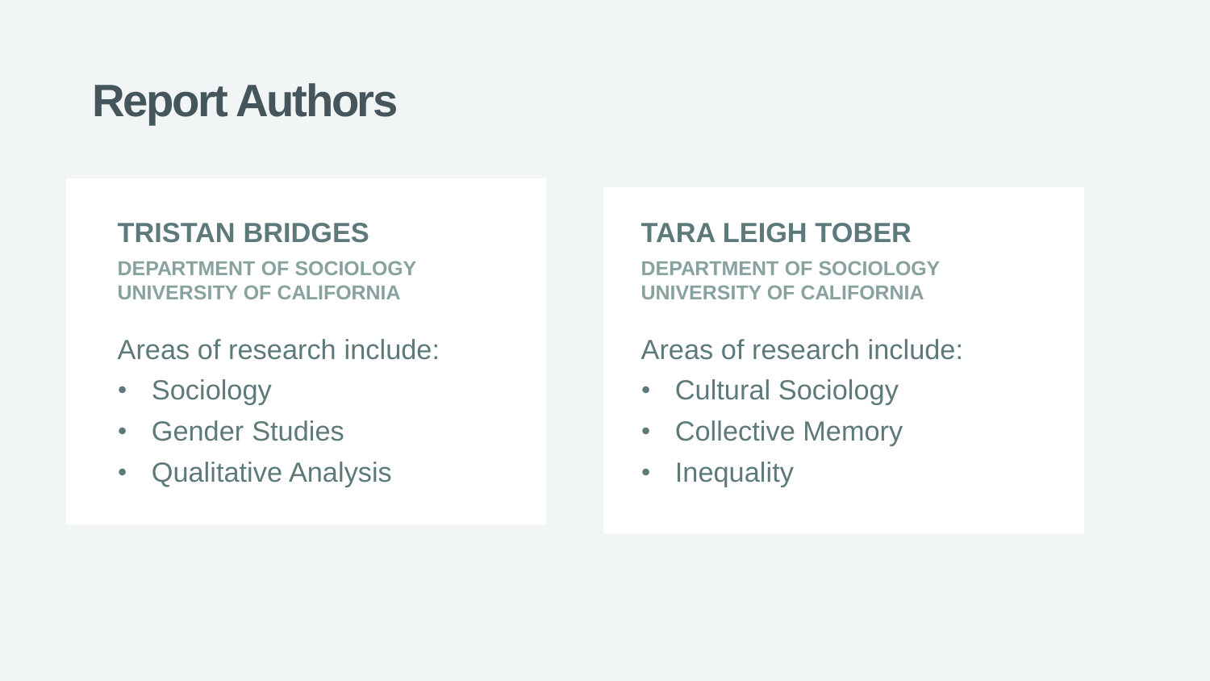# Report Authors

### TRISTAN BRIDGES

**DEPARTMENT OF SOCIOLOGY**
**UNIVERSITY OF CALIFORNIA**

Areas of research include:

- Sociology
- Gender Studies
- Qualitative Analysis

### TARA LEIGH TOBER

**DEPARTMENT OF SOCIOLOGY**
**UNIVERSITY OF CALIFORNIA**

Areas of research include:

- Cultural Sociology
- Collective Memory
- Inequality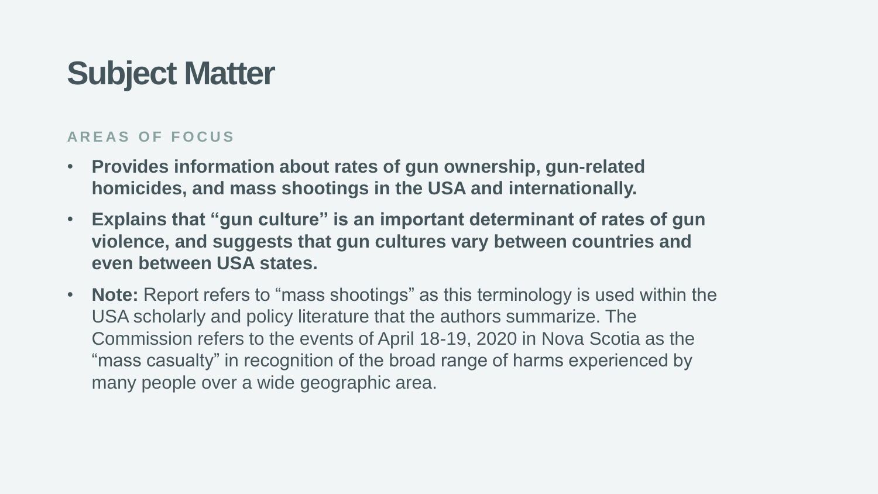# Subject Matter

## AREAS OF FOCUS

- **Provides information about rates of gun ownership, gun-related homicides, and mass shootings in the USA and internationally.**
- **Explains that "gun culture" is an important determinant of rates of gun violence, and suggests that gun cultures vary between countries and even between USA states.**
- **Note:** Report refers to "mass shootings" as this terminology is used within the USA scholarly and policy literature that the authors summarize. The Commission refers to the events of April 18-19, 2020 in Nova Scotia as the "mass casualty" in recognition of the broad range of harms experienced by many people over a wide geographic area.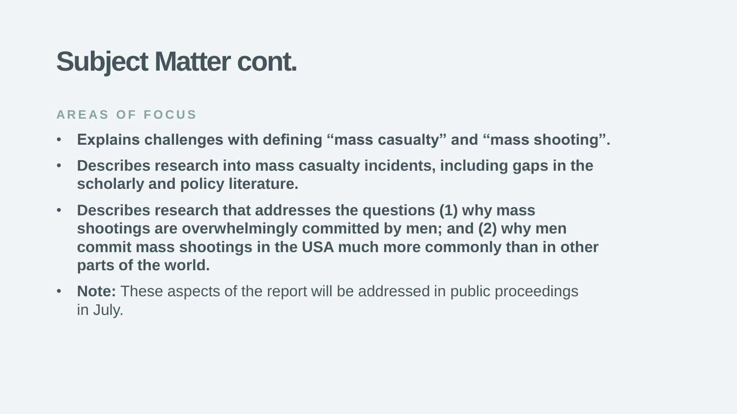# Subject Matter cont.

AREAS OF FOCUS

- **Explains challenges with defining “mass casualty” and “mass shooting”.**
- **Describes research into mass casualty incidents, including gaps in the scholarly and policy literature.**
- **Describes research that addresses the questions (1) why mass shootings are overwhelmingly committed by men; and (2) why men commit mass shootings in the USA much more commonly than in other parts of the world.**
- **Note:** These aspects of the report will be addressed in public proceedings in July.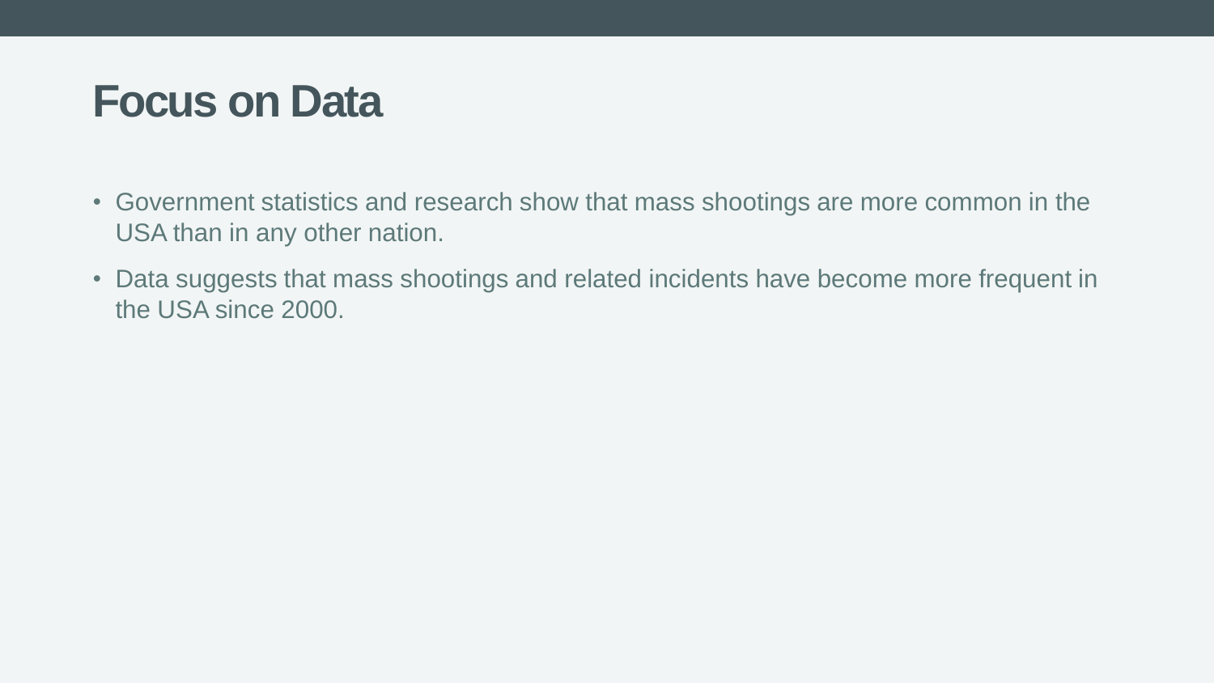# Focus on Data

- Government statistics and research show that mass shootings are more common in the USA than in any other nation.
- Data suggests that mass shootings and related incidents have become more frequent in the USA since 2000.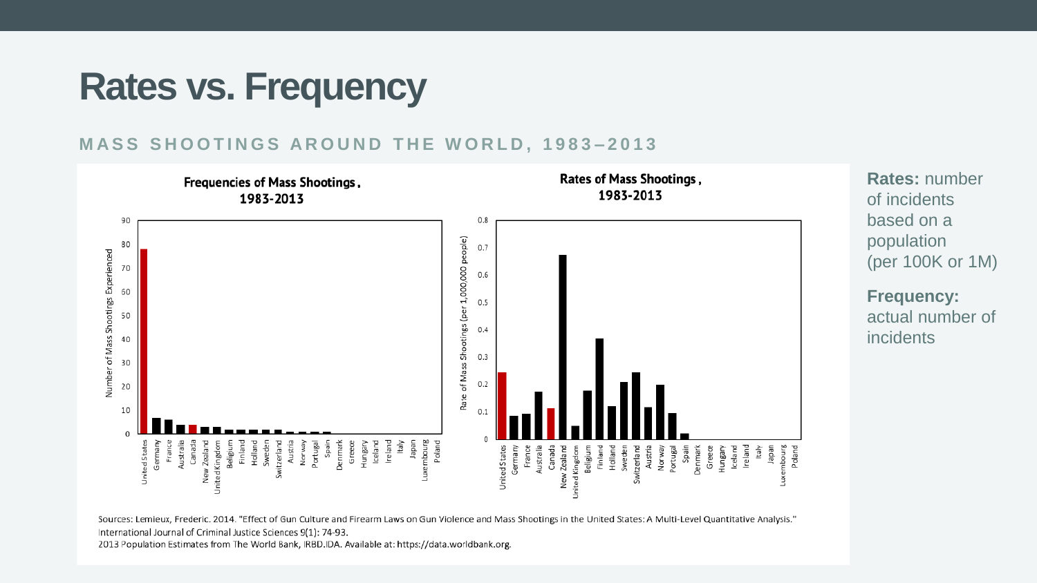# Rates vs. Frequency

**MASS SHOOTINGS AROUND THE WORLD, 1983–2013**

**Frequencies of Mass Shootings, 1983-2013**

**Rates of Mass Shootings, 1983-2013**

Sources: Lemieux, Frederic. 2014. "Effect of Gun Culture and Firearm Laws on Gun Violence and Mass Shootings in the United States: A Multi-Level Quantitative Analysis." International Journal of Criminal Justice Sciences 9(1): 74-93.
2013 Population Estimates from The World Bank, IRBD.IDA. Available at: https://data.worldbank.org.

**Rates:** number of incidents based on a population (per 100K or 1M)

**Frequency:** actual number of incidents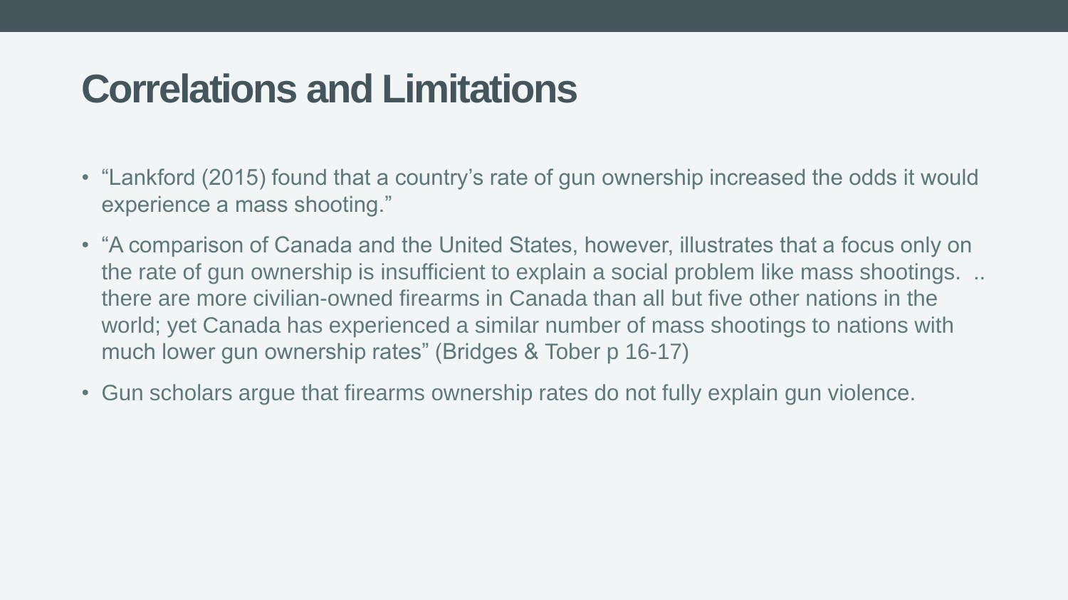# Correlations and Limitations

- "Lankford (2015) found that a country's rate of gun ownership increased the odds it would experience a mass shooting."
- "A comparison of Canada and the United States, however, illustrates that a focus only on the rate of gun ownership is insufficient to explain a social problem like mass shootings. .. there are more civilian-owned firearms in Canada than all but five other nations in the world; yet Canada has experienced a similar number of mass shootings to nations with much lower gun ownership rates" (Bridges & Tober p 16-17)
- Gun scholars argue that firearms ownership rates do not fully explain gun violence.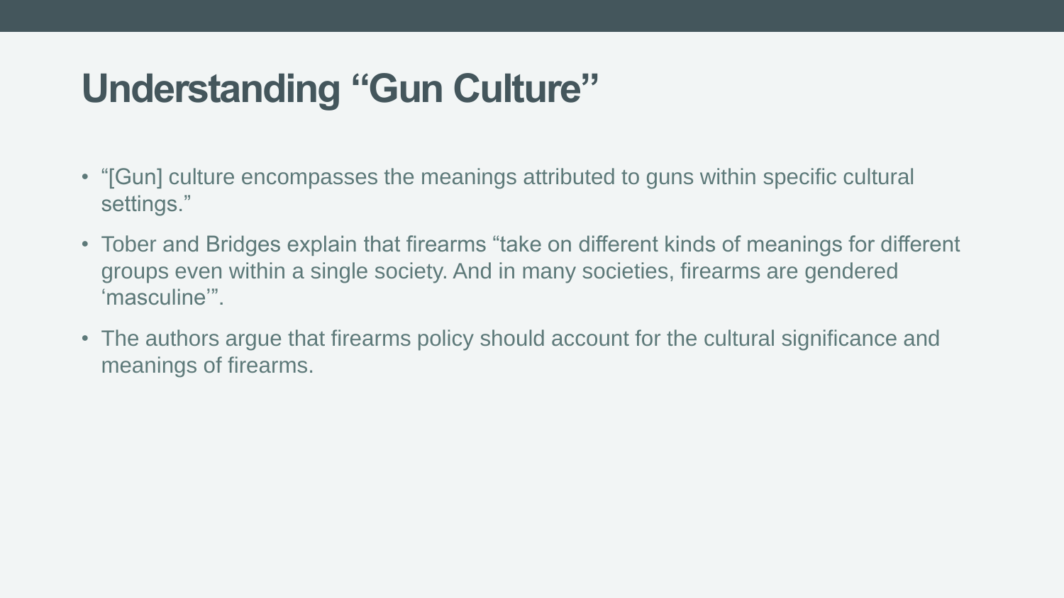# Understanding “Gun Culture”

- “[Gun] culture encompasses the meanings attributed to guns within specific cultural settings.”
- Tober and Bridges explain that firearms “take on different kinds of meanings for different groups even within a single society. And in many societies, firearms are gendered ‘masculine’”.
- The authors argue that firearms policy should account for the cultural significance and meanings of firearms.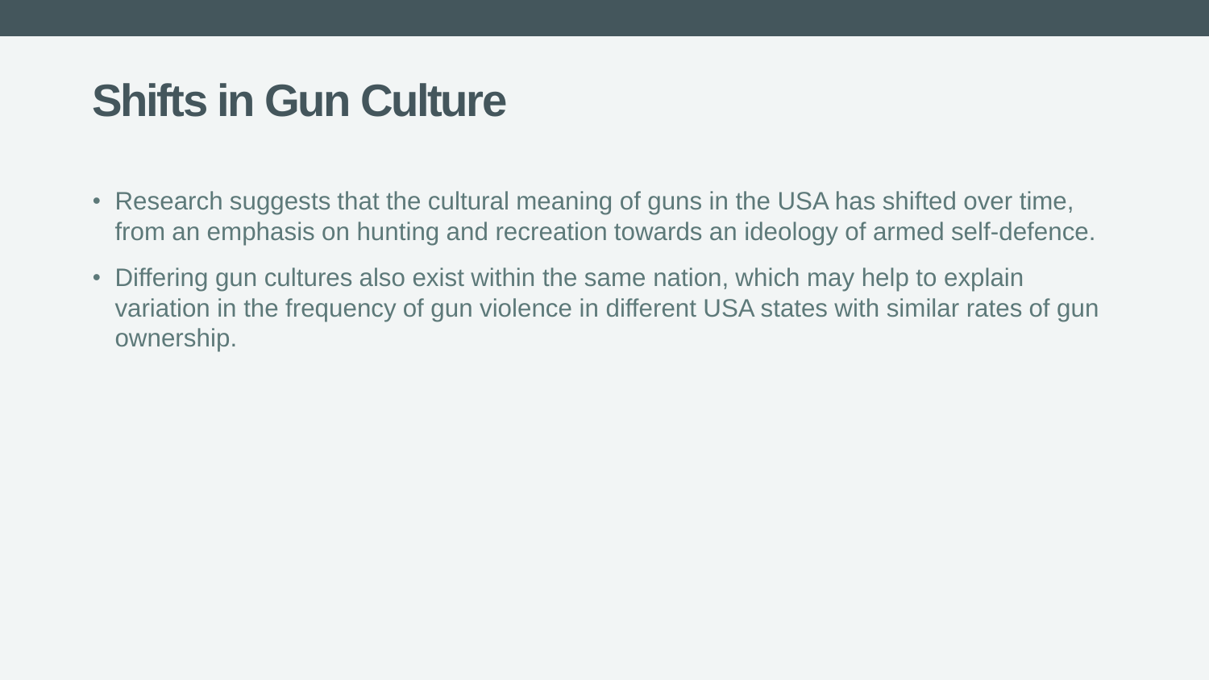# Shifts in Gun Culture

- Research suggests that the cultural meaning of guns in the USA has shifted over time, from an emphasis on hunting and recreation towards an ideology of armed self-defence.
- Differing gun cultures also exist within the same nation, which may help to explain variation in the frequency of gun violence in different USA states with similar rates of gun ownership.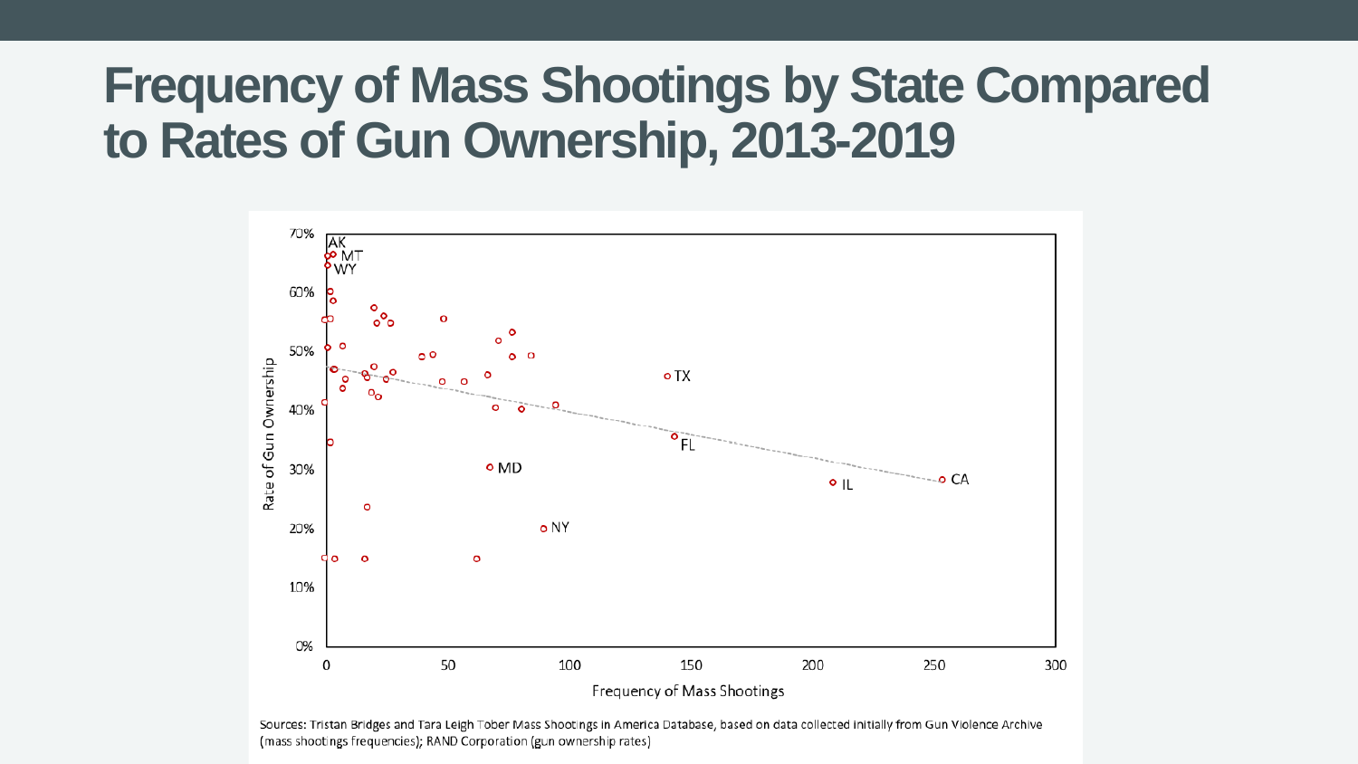# Frequency of Mass Shootings by State Compared to Rates of Gun Ownership, 2013-2019

Rate of Gun Ownership

70%
60%
50%
40%
30%
20%
10%
0%

AK, MT, WY, TX, FL, MD, NY, IL, CA

0 50 100 150 200 250 300

Frequency of Mass Shootings

Sources: Tristan Bridges and Tara Leigh Tober Mass Shootings in America Database, based on data collected initially from Gun Violence Archive (mass shootings frequencies); RAND Corporation (gun ownership rates)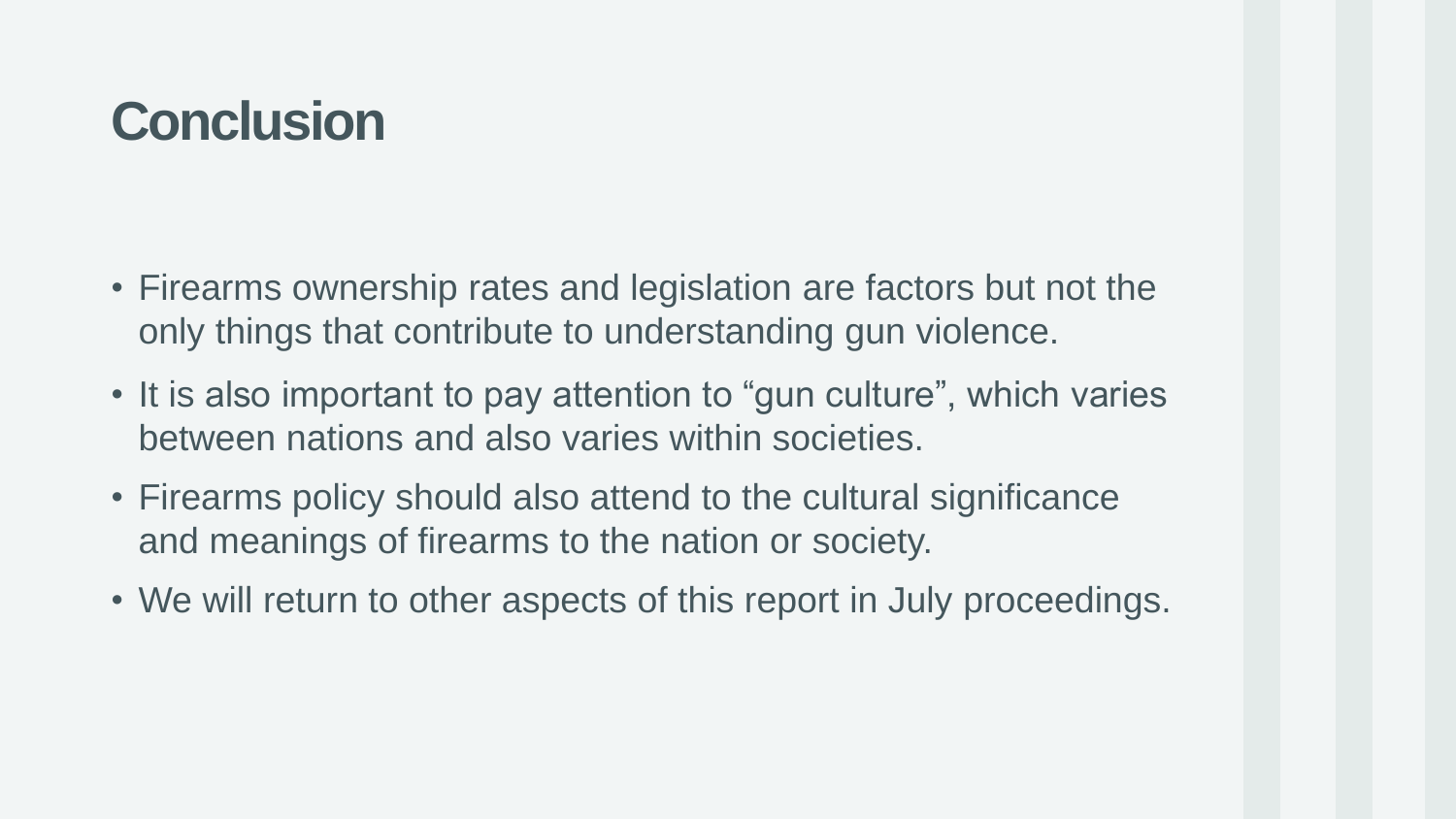# Conclusion

- Firearms ownership rates and legislation are factors but not the only things that contribute to understanding gun violence.
- It is also important to pay attention to “gun culture”, which varies between nations and also varies within societies.
- Firearms policy should also attend to the cultural significance and meanings of firearms to the nation or society.
- We will return to other aspects of this report in July proceedings.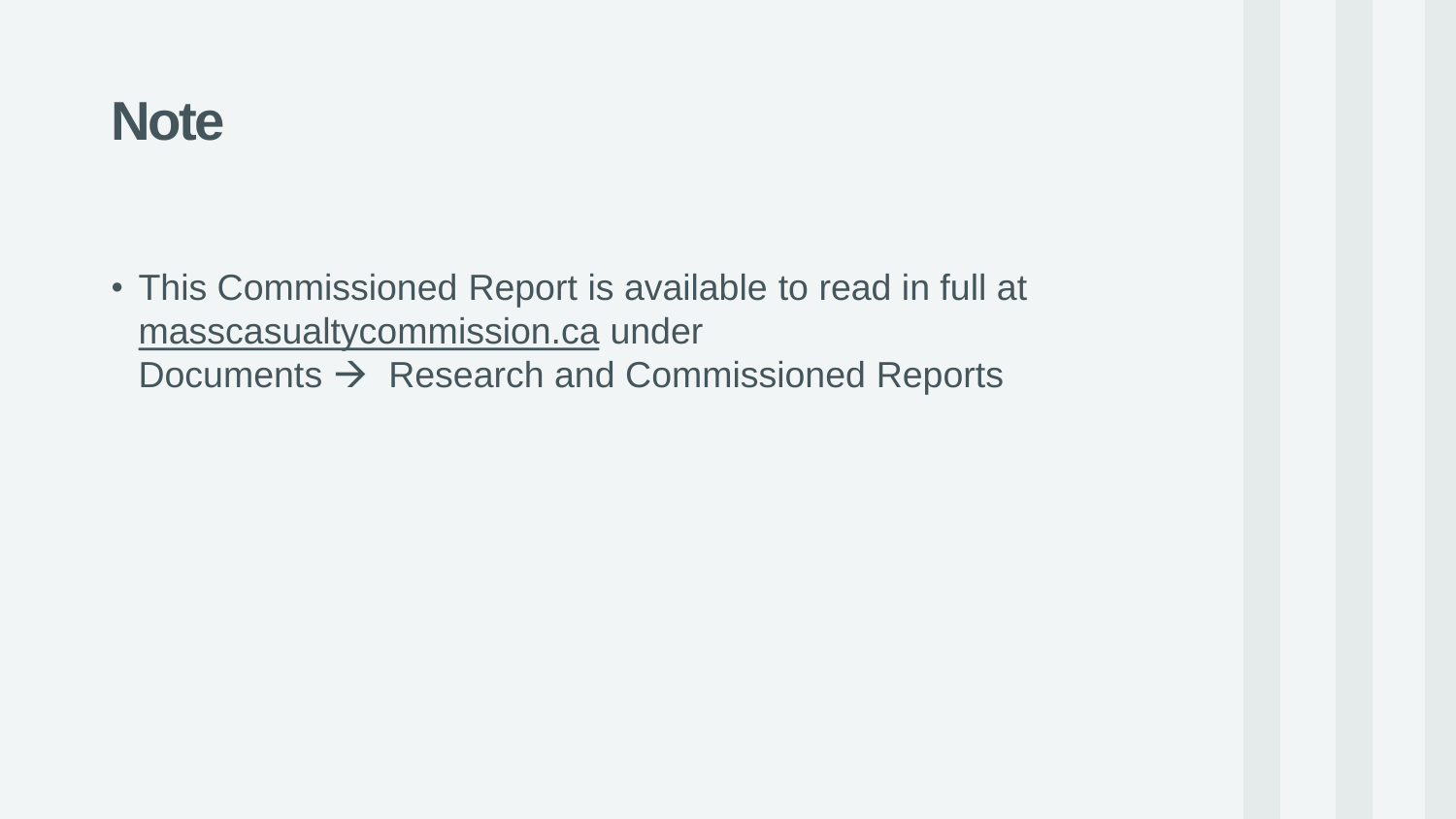# Note

- This Commissioned Report is available to read in full at masscasualtycommission.ca under Documents → Research and Commissioned Reports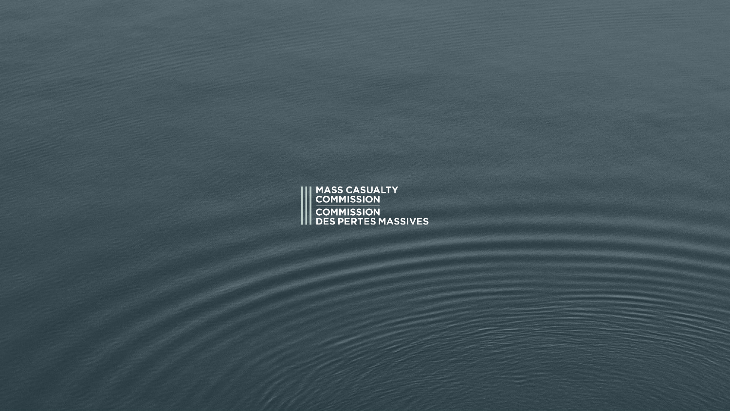MASS CASUALTY COMMISSION

COMMISSION DES PERTES MASSIVES